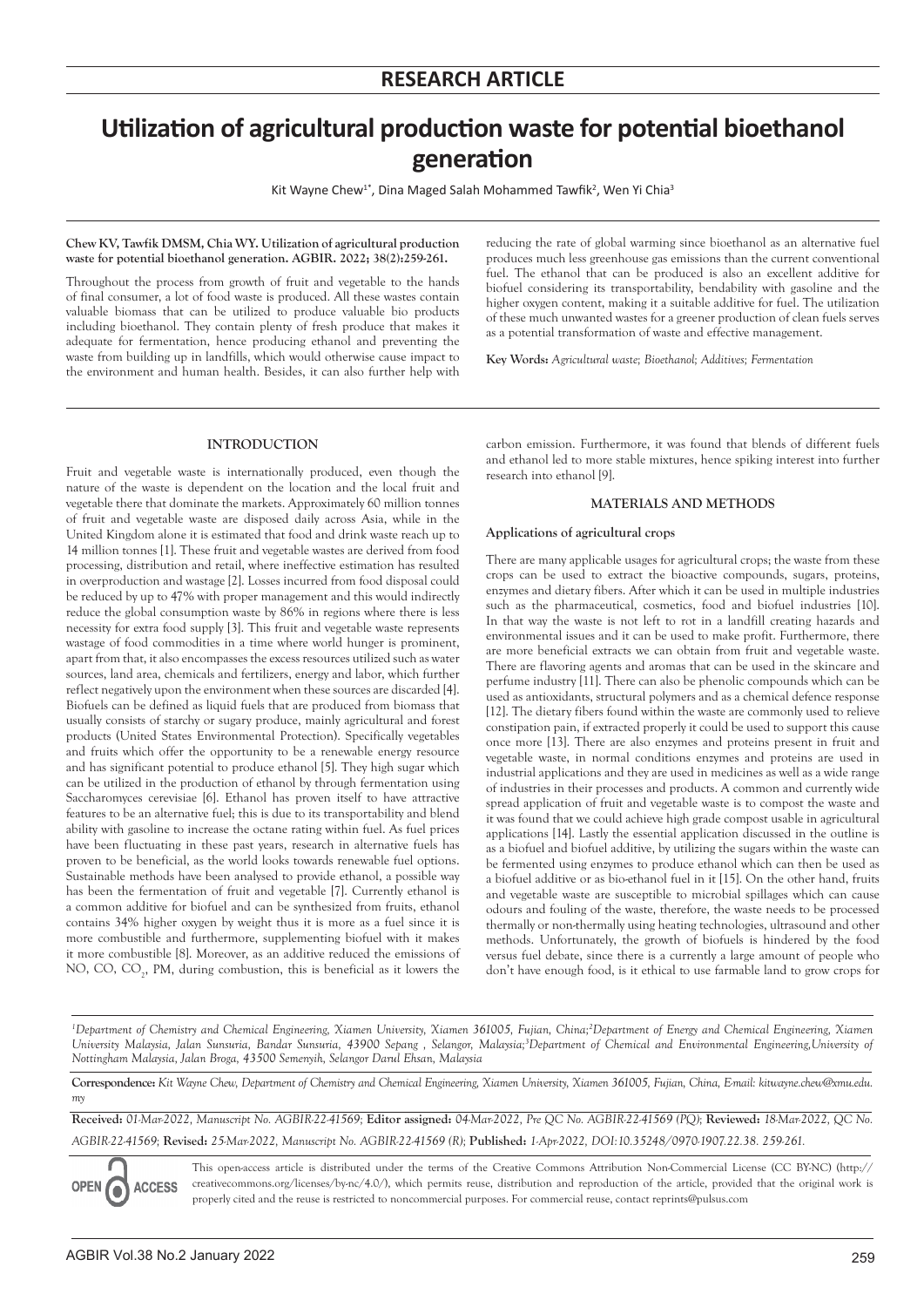RESEARCH ARTICLE

# Utilization of agricultural production waste for potential bioethanol generation

Kit Wayne Chew[1*], Dina Maged Salah Mohammed Tawfik[2], Wen Yi Chia[3]

**Chew KV, Tawfik DMSM, Chia WY. Utilization of agricultural production waste for potential bioethanol generation. AGBIR. 2022; 38(2):259-261.**

Throughout the process from growth of fruit and vegetable to the hands of final consumer, a lot of food waste is produced. All these wastes contain valuable biomass that can be utilized to produce valuable bio products including bioethanol. They contain plenty of fresh produce that makes it adequate for fermentation, hence producing ethanol and preventing the waste from building up in landfills, which would otherwise cause impact to the environment and human health. Besides, it can also further help with reducing the rate of global warming since bioethanol as an alternative fuel produces much less greenhouse gas emissions than the current conventional fuel. The ethanol that can be produced is also an excellent additive for biofuel considering its transportability, bendability with gasoline and the higher oxygen content, making it a suitable additive for fuel. The utilization of these much unwanted wastes for a greener production of clean fuels serves as a potential transformation of waste and effective management.

**Key Words:** *Agricultural waste; Bioethanol; Additives; Fermentation*

## INTRODUCTION

Fruit and vegetable waste is internationally produced, even though the nature of the waste is dependent on the location and the local fruit and vegetable there that dominate the markets. Approximately 60 million tonnes of fruit and vegetable waste are disposed daily across Asia, while in the United Kingdom alone it is estimated that food and drink waste reach up to 14 million tonnes [1]. These fruit and vegetable wastes are derived from food processing, distribution and retail, where ineffective estimation has resulted in overproduction and wastage [2]. Losses incurred from food disposal could be reduced by up to 47% with proper management and this would indirectly reduce the global consumption waste by 86% in regions where there is less necessity for extra food supply [3]. This fruit and vegetable waste represents wastage of food commodities in a time where world hunger is prominent, apart from that, it also encompasses the excess resources utilized such as water sources, land area, chemicals and fertilizers, energy and labor, which further reflect negatively upon the environment when these sources are discarded [4]. Biofuels can be defined as liquid fuels that are produced from biomass that usually consists of starchy or sugary produce, mainly agricultural and forest products (United States Environmental Protection). Specifically vegetables and fruits which offer the opportunity to be a renewable energy resource and has significant potential to produce ethanol [5]. They high sugar which can be utilized in the production of ethanol by through fermentation using Saccharomyces cerevisiae [6]. Ethanol has proven itself to have attractive features to be an alternative fuel; this is due to its transportability and blend ability with gasoline to increase the octane rating within fuel. As fuel prices have been fluctuating in these past years, research in alternative fuels has proven to be beneficial, as the world looks towards renewable fuel options. Sustainable methods have been analysed to provide ethanol, a possible way has been the fermentation of fruit and vegetable [7]. Currently ethanol is a common additive for biofuel and can be synthesized from fruits, ethanol contains 34% higher oxygen by weight thus it is more as a fuel since it is more combustible and furthermore, supplementing biofuel with it makes it more combustible [8]. Moreover, as an additive reduced the emissions of NO, CO, $CO_2$, PM, during combustion, this is beneficial as it lowers the carbon emission. Furthermore, it was found that blends of different fuels and ethanol led to more stable mixtures, hence spiking interest into further research into ethanol [9].

## MATERIALS AND METHODS

### Applications of agricultural crops

There are many applicable usages for agricultural crops; the waste from these crops can be used to extract the bioactive compounds, sugars, proteins, enzymes and dietary fibers. After which it can be used in multiple industries such as the pharmaceutical, cosmetics, food and biofuel industries [10]. In that way the waste is not left to rot in a landfill creating hazards and environmental issues and it can be used to make profit. Furthermore, there are more beneficial extracts we can obtain from fruit and vegetable waste. There are flavoring agents and aromas that can be used in the skincare and perfume industry [11]. There can also be phenolic compounds which can be used as antioxidants, structural polymers and as a chemical defence response [12]. The dietary fibers found within the waste are commonly used to relieve constipation pain, if extracted properly it could be used to support this cause once more [13]. There are also enzymes and proteins present in fruit and vegetable waste, in normal conditions enzymes and proteins are used in industrial applications and they are used in medicines as well as a wide range of industries in their processes and products. A common and currently wide spread application of fruit and vegetable waste is to compost the waste and it was found that we could achieve high grade compost usable in agricultural applications [14]. Lastly the essential application discussed in the outline is as a biofuel and biofuel additive, by utilizing the sugars within the waste can be fermented using enzymes to produce ethanol which can then be used as a biofuel additive or as bio-ethanol fuel in it [15]. On the other hand, fruits and vegetable waste are susceptible to microbial spillages which can cause odours and fouling of the waste, therefore, the waste needs to be processed thermally or non-thermally using heating technologies, ultrasound and other methods. Unfortunately, the growth of biofuels is hindered by the food versus fuel debate, since there is a currently a large amount of people who don't have enough food, is it ethical to use farmable land to grow crops for

*[1]Department of Chemistry and Chemical Engineering, Xiamen University, Xiamen 361005, Fujian, China;[2]Department of Energy and Chemical Engineering, Xiamen University Malaysia, Jalan Sunsuria, Bandar Sunsuria, 43900 Sepang , Selangor, Malaysia;[3]Department of Chemical and Environmental Engineering,University of Nottingham Malaysia, Jalan Broga, 43500 Semenyih, Selangor Darul Ehsan, Malaysia*

**Correspondence:** *Kit Wayne Chew, Department of Chemistry and Chemical Engineering, Xiamen University, Xiamen 361005, Fujian, China, E-mail: kitwayne.chew@xmu.edu.my*

**Received:** *01-Mar-2022, Manuscript No. AGBIR-22-41569;* **Editor assigned:** *04-Mar-2022, Pre QC No. AGBIR-22-41569 (PQ);* **Reviewed:** *18-Mar-2022, QC No. AGBIR-22-41569;* **Revised:** *25-Mar-2022, Manuscript No. AGBIR-22-41569 (R);* **Published:** *1-Apr-2022, DOI:10.35248/0970-1907.22.38. 259-261.*

OPEN ACCESS

This open-access article is distributed under the terms of the Creative Commons Attribution Non-Commercial License (CC BY-NC) (http://creativecommons.org/licenses/by-nc/4.0/), which permits reuse, distribution and reproduction of the article, provided that the original work is properly cited and the reuse is restricted to noncommercial purposes. For commercial reuse, contact reprints@pulsus.com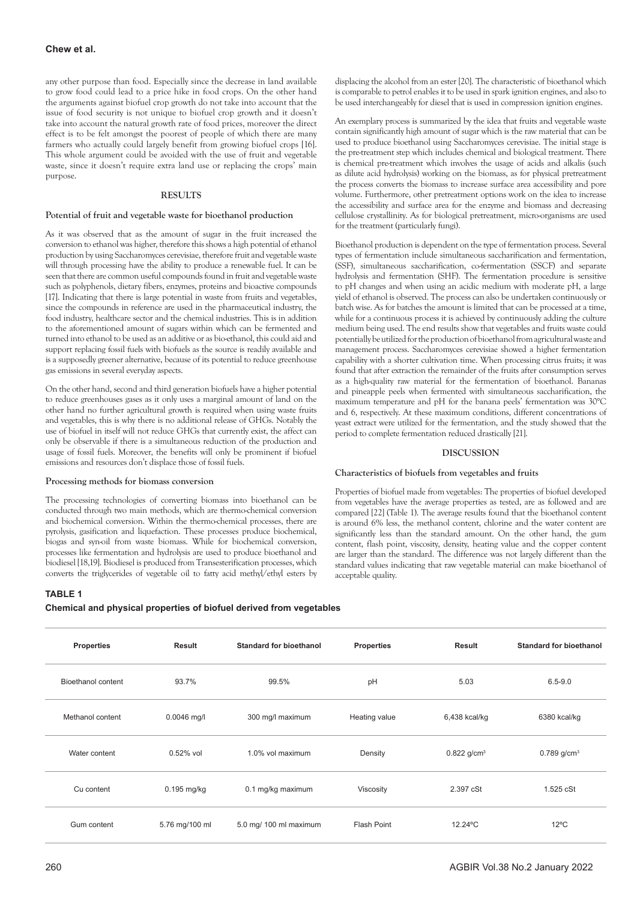any other purpose than food. Especially since the decrease in land available to grow food could lead to a price hike in food crops. On the other hand the arguments against biofuel crop growth do not take into account that the issue of food security is not unique to biofuel crop growth and it doesn't take into account the natural growth rate of food prices, moreover the direct effect is to be felt amongst the poorest of people of which there are many farmers who actually could largely benefit from growing biofuel crops [16]. This whole argument could be avoided with the use of fruit and vegetable waste, since it doesn't require extra land use or replacing the crops' main purpose.

## RESULTS

### Potential of fruit and vegetable waste for bioethanol production

As it was observed that as the amount of sugar in the fruit increased the conversion to ethanol was higher, therefore this shows a high potential of ethanol production by using Saccharomyces cerevisiae, therefore fruit and vegetable waste will through processing have the ability to produce a renewable fuel. It can be seen that there are common useful compounds found in fruit and vegetable waste such as polyphenols, dietary fibers, enzymes, proteins and bioactive compounds [17]. Indicating that there is large potential in waste from fruits and vegetables, since the compounds in reference are used in the pharmaceutical industry, the food industry, healthcare sector and the chemical industries. This is in addition to the aforementioned amount of sugars within which can be fermented and turned into ethanol to be used as an additive or as bio-ethanol, this could aid and support replacing fossil fuels with biofuels as the source is readily available and is a supposedly greener alternative, because of its potential to reduce greenhouse gas emissions in several everyday aspects.

On the other hand, second and third generation biofuels have a higher potential to reduce greenhouses gases as it only uses a marginal amount of land on the other hand no further agricultural growth is required when using waste fruits and vegetables, this is why there is no additional release of GHGs. Notably the use of biofuel in itself will not reduce GHGs that currently exist, the affect can only be observable if there is a simultaneous reduction of the production and usage of fossil fuels. Moreover, the benefits will only be prominent if biofuel emissions and resources don't displace those of fossil fuels.

### Processing methods for biomass conversion

The processing technologies of converting biomass into bioethanol can be conducted through two main methods, which are thermo-chemical conversion and biochemical conversion. Within the thermo-chemical processes, there are pyrolysis, gasification and liquefaction. These processes produce biochemical, biogas and syn-oil from waste biomass. While for biochemical conversion, processes like fermentation and hydrolysis are used to produce bioethanol and biodiesel [18,19]. Biodiesel is produced from Transesterification processes, which converts the triglycerides of vegetable oil to fatty acid methyl/ethyl esters by displacing the alcohol from an ester [20]. The characteristic of bioethanol which is comparable to petrol enables it to be used in spark ignition engines, and also to be used interchangeably for diesel that is used in compression ignition engines.

An exemplary process is summarized by the idea that fruits and vegetable waste contain significantly high amount of sugar which is the raw material that can be used to produce bioethanol using Saccharomyces cerevisiae. The initial stage is the pre-treatment step which includes chemical and biological treatment. There is chemical pre-treatment which involves the usage of acids and alkalis (such as dilute acid hydrolysis) working on the biomass, as for physical pretreatment the process converts the biomass to increase surface area accessibility and pore volume. Furthermore, other pretreatment options work on the idea to increase the accessibility and surface area for the enzyme and biomass and decreasing cellulose crystallinity. As for biological pretreatment, micro-organisms are used for the treatment (particularly fungi).

Bioethanol production is dependent on the type of fermentation process. Several types of fermentation include simultaneous saccharification and fermentation, (SSF), simultaneous saccharification, co-fermentation (SSCF) and separate hydrolysis and fermentation (SHF). The fermentation procedure is sensitive to pH changes and when using an acidic medium with moderate pH, a large yield of ethanol is observed. The process can also be undertaken continuously or batch wise. As for batches the amount is limited that can be processed at a time, while for a continuous process it is achieved by continuously adding the culture medium being used. The end results show that vegetables and fruits waste could potentially be utilized for the production of bioethanol from agricultural waste and management process. Saccharomyces cerevisiae showed a higher fermentation capability with a shorter cultivation time. When processing citrus fruits; it was found that after extraction the remainder of the fruits after consumption serves as a high-quality raw material for the fermentation of bioethanol. Bananas and pineapple peels when fermented with simultaneous saccharification, the maximum temperature and pH for the banana peels' fermentation was 30°C and 6, respectively. At these maximum conditions, different concentrations of yeast extract were utilized for the fermentation, and the study showed that the period to complete fermentation reduced drastically [21].

## DISCUSSION

### Characteristics of biofuels from vegetables and fruits

Properties of biofuel made from vegetables: The properties of biofuel developed from vegetables have the average properties as tested, are as followed and are compared [22] (Table 1). The average results found that the bioethanol content is around 6% less, the methanol content, chlorine and the water content are significantly less than the standard amount. On the other hand, the gum content, flash point, viscosity, density, heating value and the copper content are larger than the standard. The difference was not largely different than the standard values indicating that raw vegetable material can make bioethanol of acceptable quality.

**TABLE 1**

**Chemical and physical properties of biofuel derived from vegetables**

| Properties | Result | Standard for bioethanol | Properties | Result | Standard for bioethanol |
|---|---|---|---|---|---|
| Bioethanol content | 93.7% | 99.5% | pH | 5.03 | 6.5-9.0 |
| Methanol content | 0.0046 mg/l | 300 mg/l maximum | Heating value | 6,438 kcal/kg | 6380 kcal/kg |
| Water content | 0.52% vol | 1.0% vol maximum | Density | 0.822 g/cm³ | 0.789 g/cm³ |
| Cu content | 0.195 mg/kg | 0.1 mg/kg maximum | Viscosity | 2.397 cSt | 1.525 cSt |
| Gum content | 5.76 mg/100 ml | 5.0 mg/ 100 ml maximum | Flash Point | 12.24ºC | 12ºC |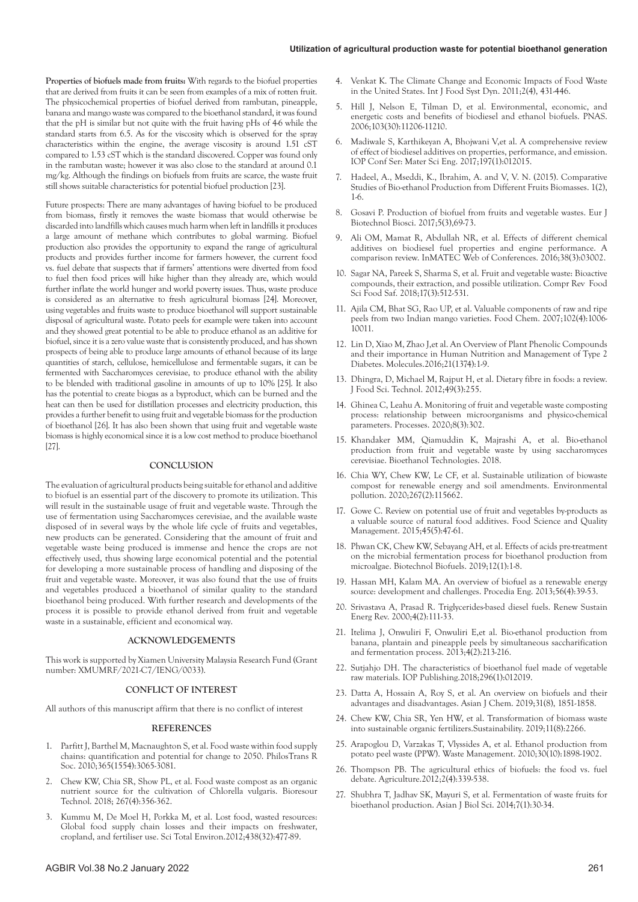**Properties of biofuels made from fruits:** With regards to the biofuel properties that are derived from fruits it can be seen from examples of a mix of rotten fruit. The physicochemical properties of biofuel derived from rambutan, pineapple, banana and mango waste was compared to the bioethanol standard, it was found that the pH is similar but not quite with the fruit having pHs of 4-6 while the standard starts from 6.5. As for the viscosity which is observed for the spray characteristics within the engine, the average viscosity is around 1.51 cST compared to 1.53 cST which is the standard discovered. Copper was found only in the rambutan waste; however it was also close to the standard at around 0.1 mg/kg. Although the findings on biofuels from fruits are scarce, the waste fruit still shows suitable characteristics for potential biofuel production [23].

Future prospects: There are many advantages of having biofuel to be produced from biomass, firstly it removes the waste biomass that would otherwise be discarded into landfills which causes much harm when left in landfills it produces a large amount of methane which contributes to global warming. Biofuel production also provides the opportunity to expand the range of agricultural products and provides further income for farmers however, the current food vs. fuel debate that suspects that if farmers' attentions were diverted from food to fuel then food prices will hike higher than they already are, which would further inflate the world hunger and world poverty issues. Thus, waste produce is considered as an alternative to fresh agricultural biomass [24]. Moreover, using vegetables and fruits waste to produce bioethanol will support sustainable disposal of agricultural waste. Potato peels for example were taken into account and they showed great potential to be able to produce ethanol as an additive for biofuel, since it is a zero value waste that is consistently produced, and has shown prospects of being able to produce large amounts of ethanol because of its large quantities of starch, cellulose, hemicellulose and fermentable sugars, it can be fermented with Saccharomyces cerevisiae, to produce ethanol with the ability to be blended with traditional gasoline in amounts of up to 10% [25]. It also has the potential to create biogas as a byproduct, which can be burned and the heat can then be used for distillation processes and electricity production, this provides a further benefit to using fruit and vegetable biomass for the production of bioethanol [26]. It has also been shown that using fruit and vegetable waste biomass is highly economical since it is a low cost method to produce bioethanol [27].

## CONCLUSION

The evaluation of agricultural products being suitable for ethanol and additive to biofuel is an essential part of the discovery to promote its utilization. This will result in the sustainable usage of fruit and vegetable waste. Through the use of fermentation using Saccharomyces cerevisiae, and the available waste disposed of in several ways by the whole life cycle of fruits and vegetables, new products can be generated. Considering that the amount of fruit and vegetable waste being produced is immense and hence the crops are not effectively used, thus showing large economical potential and the potential for developing a more sustainable process of handling and disposing of the fruit and vegetable waste. Moreover, it was also found that the use of fruits and vegetables produced a bioethanol of similar quality to the standard bioethanol being produced. With further research and developments of the process it is possible to provide ethanol derived from fruit and vegetable waste in a sustainable, efficient and economical way.

## ACKNOWLEDGEMENTS

This work is supported by Xiamen University Malaysia Research Fund (Grant number: XMUMRF/2021-C7/IENG/0033).

## CONFLICT OF INTEREST

All authors of this manuscript affirm that there is no conflict of interest

## REFERENCES

1. Parfitt J, Barthel M, Macnaughton S, et al. Food waste within food supply chains: quantification and potential for change to 2050. PhilosTrans R Soc. 2010;365(1554):3065-3081.
2. Chew KW, Chia SR, Show PL, et al. Food waste compost as an organic nutrient source for the cultivation of Chlorella vulgaris. Bioresour Technol. 2018; 267(4):356-362.
3. Kummu M, De Moel H, Porkka M, et al. Lost food, wasted resources: Global food supply chain losses and their impacts on freshwater, cropland, and fertiliser use. Sci Total Environ.2012;438(32):477-89.
4. Venkat K. The Climate Change and Economic Impacts of Food Waste in the United States. Int J Food Syst Dyn. 2011;2(4), 431-446.
5. Hill J, Nelson E, Tilman D, et al. Environmental, economic, and energetic costs and benefits of biodiesel and ethanol biofuels. PNAS. 2006;103(30):11206-11210.
6. Madiwale S, Karthikeyan A, Bhojwani V,et al. A comprehensive review of effect of biodiesel additives on properties, performance, and emission. IOP Conf Ser: Mater Sci Eng. 2017;197(1):012015.
7. Hadeel, A., Mseddi, K., Ibrahim, A. and V, V. N. (2015). Comparative Studies of Bio-ethanol Production from Different Fruits Biomasses. 1(2), 1-6.
8. Gosavi P. Production of biofuel from fruits and vegetable wastes. Eur J Biotechnol Biosci. 2017;5(3),69-73.
9. Ali OM, Mamat R, Abdullah NR, et al. Effects of different chemical additives on biodiesel fuel properties and engine performance. A comparison review. InMATEC Web of Conferences. 2016;38(3):03002.
10. Sagar NA, Pareek S, Sharma S, et al. Fruit and vegetable waste: Bioactive compounds, their extraction, and possible utilization. Compr Rev Food Sci Food Saf. 2018;17(3):512-531.
11. Ajila CM, Bhat SG, Rao UP, et al. Valuable components of raw and ripe peels from two Indian mango varieties. Food Chem. 2007;102(4):1006-10011.
12. Lin D, Xiao M, Zhao J,et al. An Overview of Plant Phenolic Compounds and their importance in Human Nutrition and Management of Type 2 Diabetes. Molecules.2016;21(1374):1-9.
13. Dhingra, D, Michael M, Rajput H, et al. Dietary fibre in foods: a review. J Food Sci. Technol. 2012;49(3):255.
14. Ghinea C, Leahu A. Monitoring of fruit and vegetable waste composting process: relationship between microorganisms and physico-chemical parameters. Processes. 2020;8(3):302.
15. Khandaker MM, Qiamuddin K, Majrashi A, et al. Bio-ethanol production from fruit and vegetable waste by using saccharomyces cerevisiae. Bioethanol Technologies. 2018.
16. Chia WY, Chew KW, Le CF, et al. Sustainable utilization of biowaste compost for renewable energy and soil amendments. Environmental pollution. 2020;267(2):115662.
17. Gowe C. Review on potential use of fruit and vegetables by-products as a valuable source of natural food additives. Food Science and Quality Management. 2015;45(5):47-61.
18. Phwan CK, Chew KW, Sebayang AH, et al. Effects of acids pre-treatment on the microbial fermentation process for bioethanol production from microalgae. Biotechnol Biofuels. 2019;12(1):1-8.
19. Hassan MH, Kalam MA. An overview of biofuel as a renewable energy source: development and challenges. Procedia Eng. 2013;56(4):39-53.
20. Srivastava A, Prasad R. Triglycerides-based diesel fuels. Renew Sustain Energ Rev. 2000;4(2):111-33.
21. Itelima J, Onwuliri F, Onwuliri E,et al. Bio-ethanol production from banana, plantain and pineapple peels by simultaneous saccharification and fermentation process. 2013;4(2):213-216.
22. Sutjahjo DH. The characteristics of bioethanol fuel made of vegetable raw materials. IOP Publishing.2018;296(1):012019.
23. Datta A, Hossain A, Roy S, et al. An overview on biofuels and their advantages and disadvantages. Asian J Chem. 2019;31(8), 1851-1858.
24. Chew KW, Chia SR, Yen HW, et al. Transformation of biomass waste into sustainable organic fertilizers.Sustainability. 2019;11(8):2266.
25. Arapoglou D, Varzakas T, Vlyssides A, et al. Ethanol production from potato peel waste (PPW). Waste Management. 2010;30(10):1898-1902.
26. Thompson PB. The agricultural ethics of biofuels: the food vs. fuel debate. Agriculture.2012;2(4):339-538.
27. Shubhra T, Jadhav SK, Mayuri S, et al. Fermentation of waste fruits for bioethanol production. Asian J Biol Sci. 2014;7(1):30-34.